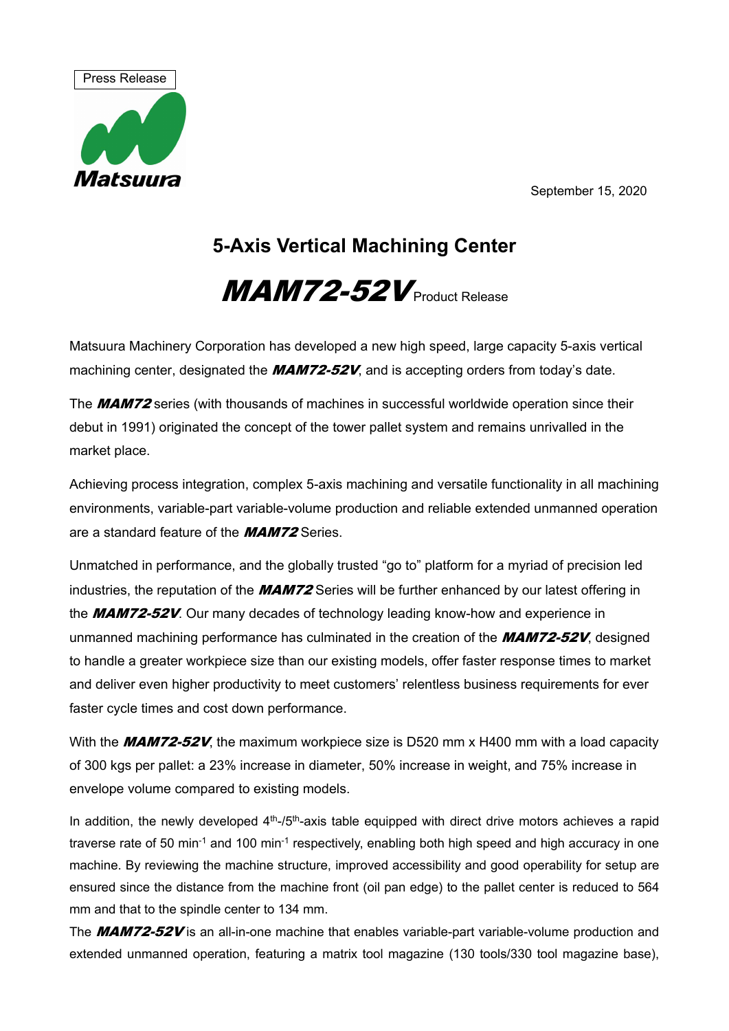Press Release

Matsuura

September 15, 2020

# 5-Axis Vertical Machining Center

## ***MAM72-52V*** Product Release

Matsuura Machinery Corporation has developed a new high speed, large capacity 5-axis vertical machining center, designated the ***MAM72-52V***, and is accepting orders from today's date.

The ***MAM72*** series (with thousands of machines in successful worldwide operation since their debut in 1991) originated the concept of the tower pallet system and remains unrivalled in the market place.

Achieving process integration, complex 5-axis machining and versatile functionality in all machining environments, variable-part variable-volume production and reliable extended unmanned operation are a standard feature of the ***MAM72*** Series.

Unmatched in performance, and the globally trusted "go to" platform for a myriad of precision led industries, the reputation of the ***MAM72*** Series will be further enhanced by our latest offering in the ***MAM72-52V***. Our many decades of technology leading know-how and experience in unmanned machining performance has culminated in the creation of the ***MAM72-52V***, designed to handle a greater workpiece size than our existing models, offer faster response times to market and deliver even higher productivity to meet customers' relentless business requirements for ever faster cycle times and cost down performance.

With the ***MAM72-52V***, the maximum workpiece size is D520 mm x H400 mm with a load capacity of 300 kgs per pallet: a 23% increase in diameter, 50% increase in weight, and 75% increase in envelope volume compared to existing models.

In addition, the newly developed 4$^{th}$-/5$^{th}$-axis table equipped with direct drive motors achieves a rapid traverse rate of 50 min$^{-1}$ and 100 min$^{-1}$ respectively, enabling both high speed and high accuracy in one machine. By reviewing the machine structure, improved accessibility and good operability for setup are ensured since the distance from the machine front (oil pan edge) to the pallet center is reduced to 564 mm and that to the spindle center to 134 mm.

The ***MAM72-52V*** is an all-in-one machine that enables variable-part variable-volume production and extended unmanned operation, featuring a matrix tool magazine (130 tools/330 tool magazine base),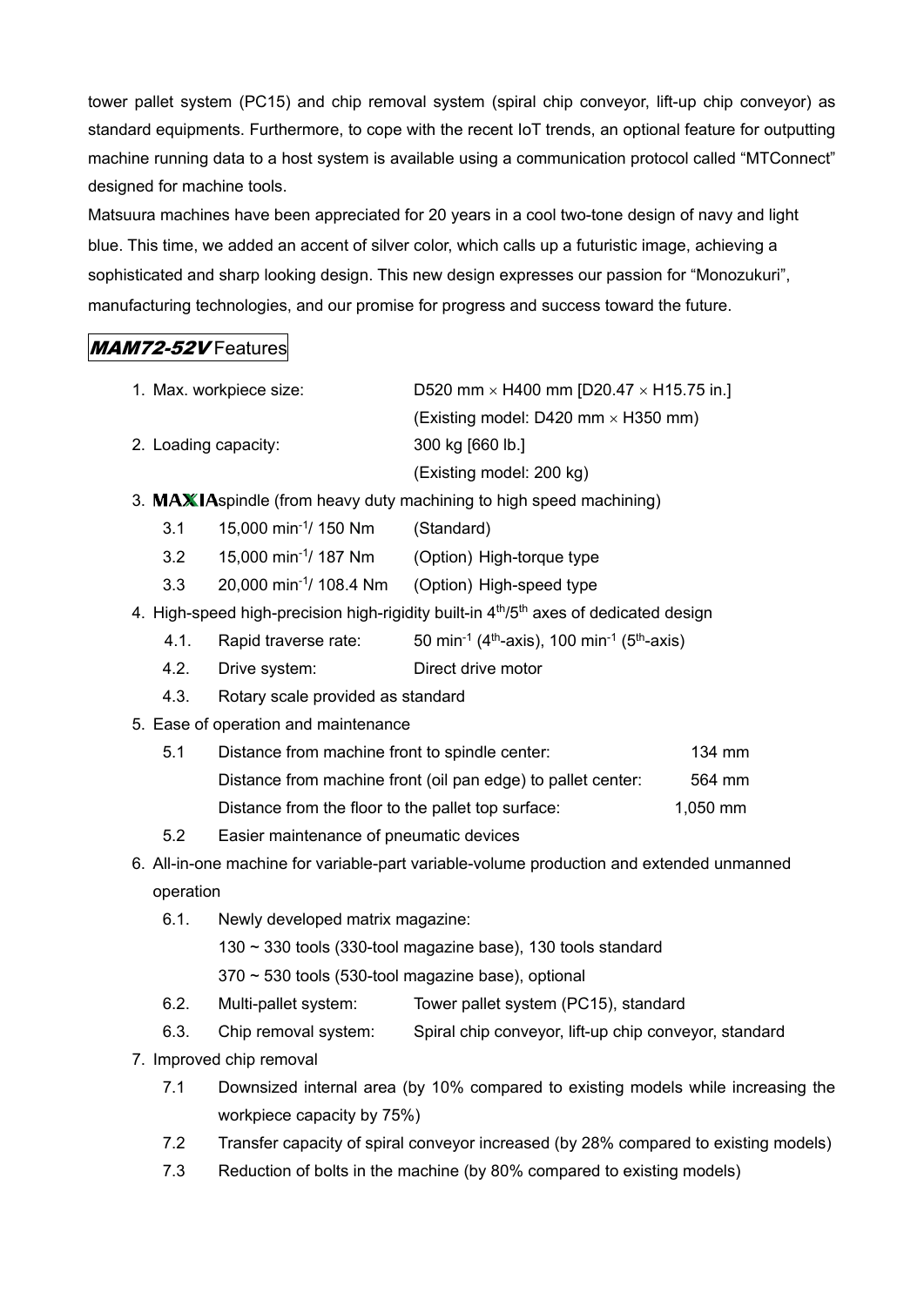tower pallet system (PC15) and chip removal system (spiral chip conveyor, lift-up chip conveyor) as standard equipments. Furthermore, to cope with the recent IoT trends, an optional feature for outputting machine running data to a host system is available using a communication protocol called “MTConnect” designed for machine tools.

Matsuura machines have been appreciated for 20 years in a cool two-tone design of navy and light blue. This time, we added an accent of silver color, which calls up a futuristic image, achieving a sophisticated and sharp looking design. This new design expresses our passion for “Monozukuri”, manufacturing technologies, and our promise for progress and success toward the future.

## ***MAM72-52V*** Features

1. Max. workpiece size: D520 mm × H400 mm [D20.47 × H15.75 in.]
   (Existing model: D420 mm × H350 mm)
2. Loading capacity: 300 kg [660 lb.]
   (Existing model: 200 kg)
3. **MAXIA** spindle (from heavy duty machining to high speed machining)
   - 3.1 15,000 $min^{-1}$/ 150 Nm (Standard)
   - 3.2 15,000 $min^{-1}$/ 187 Nm (Option) High-torque type
   - 3.3 20,000 $min^{-1}$/ 108.4 Nm (Option) High-speed type
4. High-speed high-precision high-rigidity built-in $4^{th}$/$5^{th}$ axes of dedicated design
   - 4.1. Rapid traverse rate: 50 $min^{-1}$ ($4^{th}$-axis), 100 $min^{-1}$ ($5^{th}$-axis)
   - 4.2. Drive system: Direct drive motor
   - 4.3. Rotary scale provided as standard
5. Ease of operation and maintenance
   - 5.1 Distance from machine front to spindle center: 134 mm
     Distance from machine front (oil pan edge) to pallet center: 564 mm
     Distance from the floor to the pallet top surface: 1,050 mm
   - 5.2 Easier maintenance of pneumatic devices
6. All-in-one machine for variable-part variable-volume production and extended unmanned operation
   - 6.1. Newly developed matrix magazine:
     130 ~ 330 tools (330-tool magazine base), 130 tools standard
     370 ~ 530 tools (530-tool magazine base), optional
   - 6.2. Multi-pallet system: Tower pallet system (PC15), standard
   - 6.3. Chip removal system: Spiral chip conveyor, lift-up chip conveyor, standard
7. Improved chip removal
   - 7.1 Downsized internal area (by 10% compared to existing models while increasing the workpiece capacity by 75%)
   - 7.2 Transfer capacity of spiral conveyor increased (by 28% compared to existing models)
   - 7.3 Reduction of bolts in the machine (by 80% compared to existing models)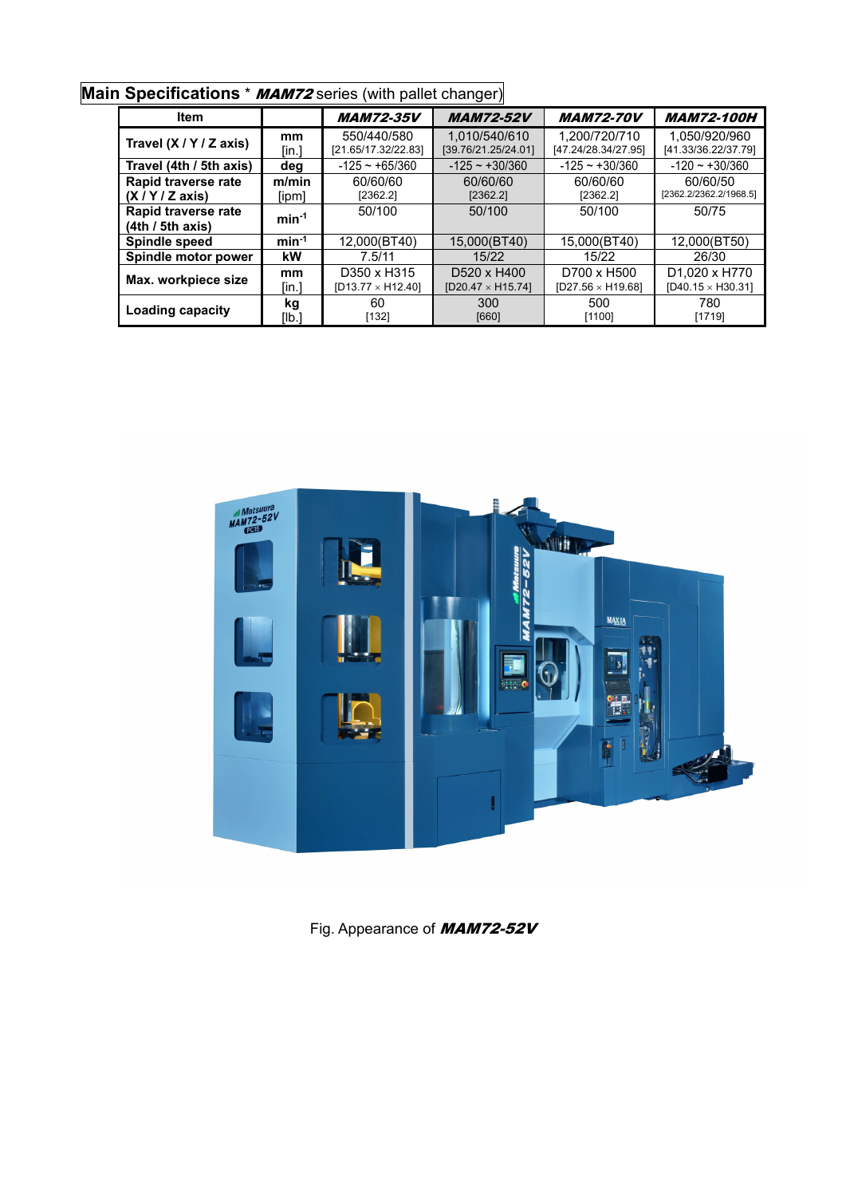## Main Specifications * ***MAM72*** series (with pallet changer)

| Item | | ***MAM72-35V*** | ***MAM72-52V*** | ***MAM72-70V*** | ***MAM72-100H*** |
|---|---|---|---|---|---|
| **Travel (X / Y / Z axis)** | mm [in.] | 550/440/580 [21.65/17.32/22.83] | 1,010/540/610 [39.76/21.25/24.01] | 1,200/720/710 [47.24/28.34/27.95] | 1,050/920/960 [41.33/36.22/37.79] |
| **Travel (4th / 5th axis)** | deg | -125 ~ +65/360 | -125 ~ +30/360 | -125 ~ +30/360 | -120 ~ +30/360 |
| **Rapid traverse rate (X / Y / Z axis)** | m/min [ipm] | 60/60/60 [2362.2] | 60/60/60 [2362.2] | 60/60/60 [2362.2] | 60/60/50 [2362.2/2362.2/1968.5] |
| **Rapid traverse rate (4th / 5th axis)** | $min^{-1}$ | 50/100 | 50/100 | 50/100 | 50/75 |
| **Spindle speed** | $min^{-1}$ | 12,000(BT40) | 15,000(BT40) | 15,000(BT40) | 12,000(BT50) |
| **Spindle motor power** | kW | 7.5/11 | 15/22 | 15/22 | 26/30 |
| **Max. workpiece size** | mm [in.] | D350 x H315 [D13.77 × H12.40] | D520 x H400 [D20.47 × H15.74] | D700 x H500 [D27.56 × H19.68] | D1,020 x H770 [D40.15 × H30.31] |
| **Loading capacity** | kg [lb.] | 60 [132] | 300 [660] | 500 [1100] | 780 [1719] |

Fig. Appearance of ***MAM72-52V***